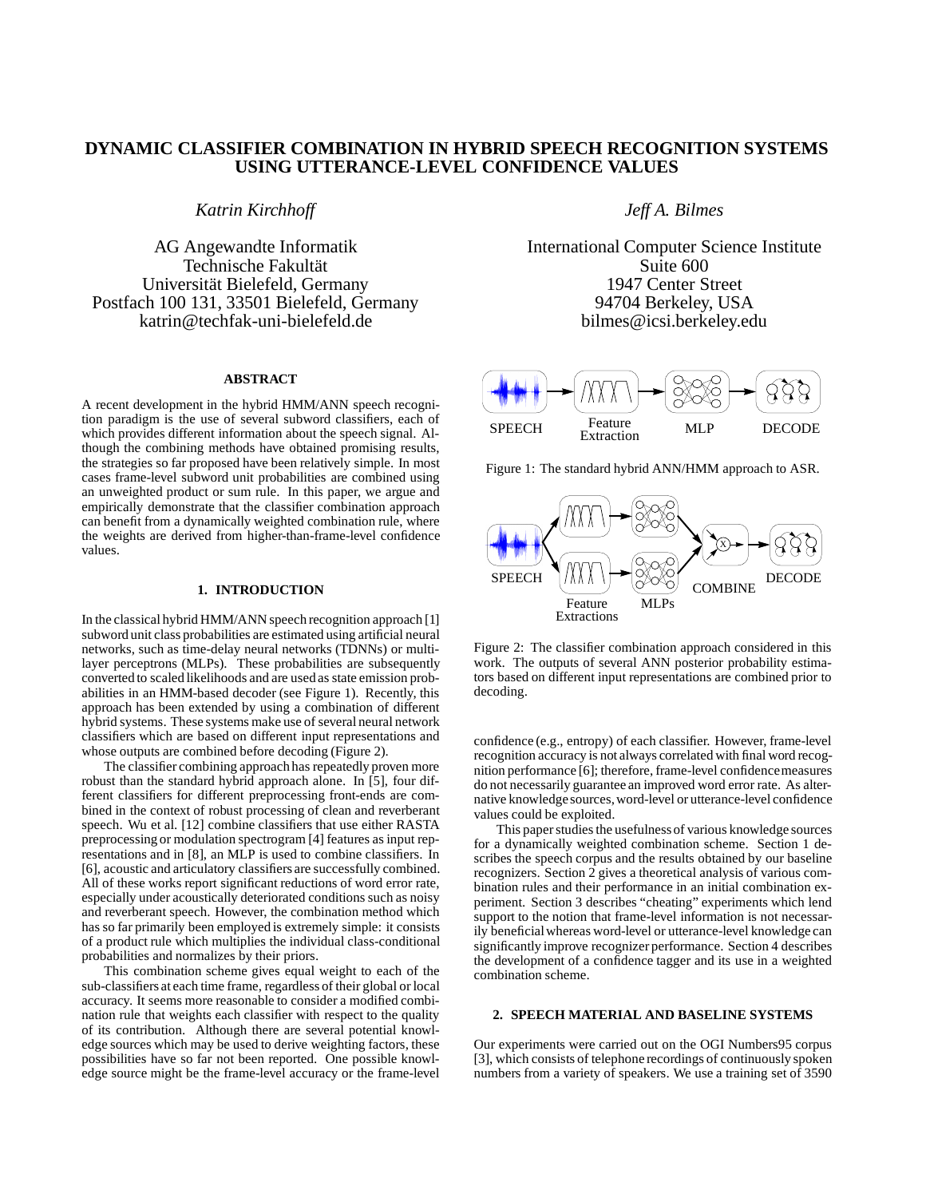# DYNAMIC CLASSIFIER COMBINATION IN HYBRID SPEECH RECOGNITION SYSTEMS USING UTTERANCE-LEVEL CONFIDENCE VALUES

*Katrin Kirchhoff*

AG Angewandte Informatik
Technische Fakultät
Universität Bielefeld, Germany
Postfach 100 131, 33501 Bielefeld, Germany
katrin@techfak-uni-bielefeld.de

*Jeff A. Bilmes*

International Computer Science Institute
Suite 600
1947 Center Street
94704 Berkeley, USA
bilmes@icsi.berkeley.edu

### ABSTRACT

A recent development in the hybrid HMM/ANN speech recognition paradigm is the use of several subword classifiers, each of which provides different information about the speech signal. Although the combining methods have obtained promising results, the strategies so far proposed have been relatively simple. In most cases frame-level subword unit probabilities are combined using an unweighted product or sum rule. In this paper, we argue and empirically demonstrate that the classifier combination approach can benefit from a dynamically weighted combination rule, where the weights are derived from higher-than-frame-level confidence values.

## 1. INTRODUCTION

In the classical hybrid HMM/ANN speech recognition approach [1] subword unit class probabilities are estimated using artificial neural networks, such as time-delay neural networks (TDNNs) or multi-layer perceptrons (MLPs). These probabilities are subsequently converted to scaled likelihoods and are used as state emission probabilities in an HMM-based decoder (see Figure 1). Recently, this approach has been extended by using a combination of different hybrid systems. These systems make use of several neural network classifiers which are based on different input representations and whose outputs are combined before decoding (Figure 2).

The classifier combining approach has repeatedly proven more robust than the standard hybrid approach alone. In [5], four different classifiers for different preprocessing front-ends are combined in the context of robust processing of clean and reverberant speech. Wu et al. [12] combine classifiers that use either RASTA preprocessing or modulation spectrogram [4] features as input representations and in [8], an MLP is used to combine classifiers. In [6], acoustic and articulatory classifiers are successfully combined. All of these works report significant reductions of word error rate, especially under acoustically deteriorated conditions such as noisy and reverberant speech. However, the combination method which has so far primarily been employed is extremely simple: it consists of a product rule which multiplies the individual class-conditional probabilities and normalizes by their priors.

This combination scheme gives equal weight to each of the sub-classifiers at each time frame, regardless of their global or local accuracy. It seems more reasonable to consider a modified combination rule that weights each classifier with respect to the quality of its contribution. Although there are several potential knowledge sources which may be used to derive weighting factors, these possibilities have so far not been reported. One possible knowledge source might be the frame-level accuracy or the frame-level confidence (e.g., entropy) of each classifier. However, frame-level recognition accuracy is not always correlated with final word recognition performance [6]; therefore, frame-level confidence measures do not necessarily guarantee an improved word error rate. As alternative knowledge sources, word-level or utterance-level confidence values could be exploited.

This paper studies the usefulness of various knowledge sources for a dynamically weighted combination scheme. Section 1 describes the speech corpus and the results obtained by our baseline recognizers. Section 2 gives a theoretical analysis of various combination rules and their performance in an initial combination experiment. Section 3 describes "cheating" experiments which lend support to the notion that frame-level information is not necessarily beneficial whereas word-level or utterance-level knowledge can significantly improve recognizer performance. Section 4 describes the development of a confidence tagger and its use in a weighted combination scheme.

SPEECH → Feature Extraction → MLP → DECODE

Figure 1: The standard hybrid ANN/HMM approach to ASR.

SPEECH → Feature Extractions → MLPs → COMBINE → DECODE

Figure 2: The classifier combination approach considered in this work. The outputs of several ANN posterior probability estimators based on different input representations are combined prior to decoding.

## 2. SPEECH MATERIAL AND BASELINE SYSTEMS

Our experiments were carried out on the OGI Numbers95 corpus [3], which consists of telephone recordings of continuously spoken numbers from a variety of speakers. We use a training set of 3590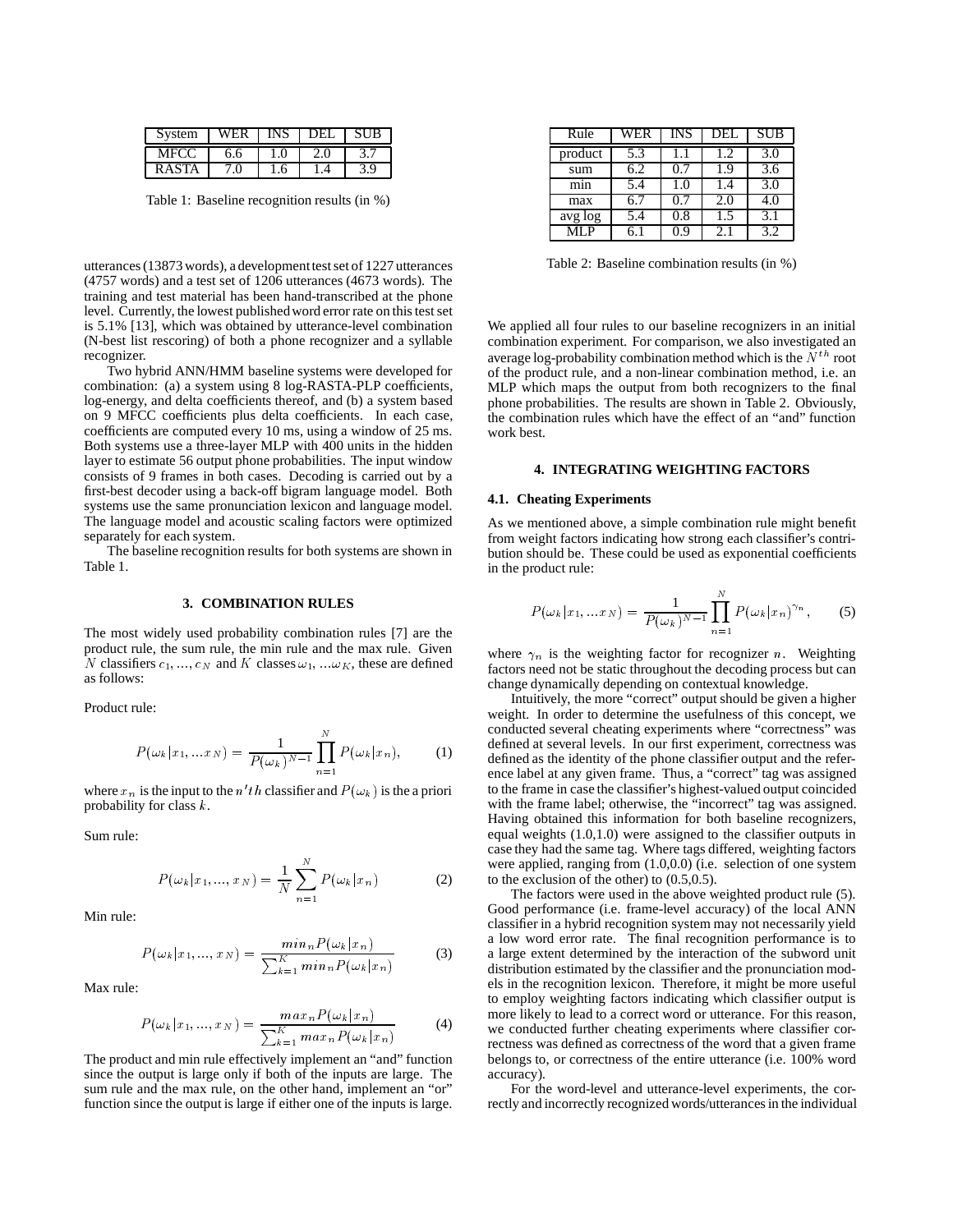| System | WER | INS | DEL | SUB |
|---|---|---|---|---|
| MFCC | 6.6 | 1.0 | 2.0 | 3.7 |
| RASTA | 7.0 | 1.6 | 1.4 | 3.9 |

Table 1: Baseline recognition results (in %)

utterances (13873 words), a development test set of 1227 utterances (4757 words) and a test set of 1206 utterances (4673 words). The training and test material has been hand-transcribed at the phone level. Currently, the lowest published word error rate on this test set is 5.1% [13], which was obtained by utterance-level combination (N-best list rescoring) of both a phone recognizer and a syllable recognizer.

Two hybrid ANN/HMM baseline systems were developed for combination: (a) a system using 8 log-RASTA-PLP coefficients, log-energy, and delta coefficients thereof, and (b) a system based on 9 MFCC coefficients plus delta coefficients. In each case, coefficients are computed every 10 ms, using a window of 25 ms. Both systems use a three-layer MLP with 400 units in the hidden layer to estimate 56 output phone probabilities. The input window consists of 9 frames in both cases. Decoding is carried out by a first-best decoder using a back-off bigram language model. Both systems use the same pronunciation lexicon and language model. The language model and acoustic scaling factors were optimized separately for each system.

The baseline recognition results for both systems are shown in Table 1.

## 3. COMBINATION RULES

The most widely used probability combination rules [7] are the product rule, the sum rule, the min rule and the max rule. Given $N$ classifiers $c_1, ..., c_N$ and $K$ classes $\omega_1, ...\omega_K$, these are defined as follows:

Product rule:

$$P(\omega_k|x_1, ...x_N) = \frac{1}{P(\omega_k)^{N-1}} \prod_{n=1}^{N} P(\omega_k|x_n), \qquad (1)$$

where $x_n$ is the input to the $n'th$ classifier and $P(\omega_k)$ is the a priori probability for class $k$.

Sum rule:

$$P(\omega_k|x_1, ..., x_N) = \frac{1}{N} \sum_{n=1}^{N} P(\omega_k|x_n) \qquad (2)$$

Min rule:

$$P(\omega_k|x_1, ..., x_N) = \frac{min_n P(\omega_k|x_n)}{\sum_{k=1}^{K} min_n P(\omega_k|x_n)} \qquad (3)$$

Max rule:

$$P(\omega_k|x_1, ..., x_N) = \frac{max_n P(\omega_k|x_n)}{\sum_{k=1}^{K} max_n P(\omega_k|x_n)} \qquad (4)$$

The product and min rule effectively implement an "and" function since the output is large only if both of the inputs are large. The sum rule and the max rule, on the other hand, implement an "or" function since the output is large if either one of the inputs is large.

| Rule | WER | INS | DEL | SUB |
|---|---|---|---|---|
| product | 5.3 | 1.1 | 1.2 | 3.0 |
| sum | 6.2 | 0.7 | 1.9 | 3.6 |
| min | 5.4 | 1.0 | 1.4 | 3.0 |
| max | 6.7 | 0.7 | 2.0 | 4.0 |
| avg log | 5.4 | 0.8 | 1.5 | 3.1 |
| MLP | 6.1 | 0.9 | 2.1 | 3.2 |

Table 2: Baseline combination results (in %)

We applied all four rules to our baseline recognizers in an initial combination experiment. For comparison, we also investigated an average log-probability combination method which is the $N^{th}$ root of the product rule, and a non-linear combination method, i.e. an MLP which maps the output from both recognizers to the final phone probabilities. The results are shown in Table 2. Obviously, the combination rules which have the effect of an "and" function work best.

## 4. INTEGRATING WEIGHTING FACTORS

### 4.1. Cheating Experiments

As we mentioned above, a simple combination rule might benefit from weight factors indicating how strong each classifier's contribution should be. These could be used as exponential coefficients in the product rule:

$$P(\omega_k|x_1, ...x_N) = \frac{1}{P(\omega_k)^{N-1}} \prod_{n=1}^{N} P(\omega_k|x_n)^{\gamma_n}, \qquad (5)$$

where $\gamma_n$ is the weighting factor for recognizer $n$. Weighting factors need not be static throughout the decoding process but can change dynamically depending on contextual knowledge.

Intuitively, the more "correct" output should be given a higher weight. In order to determine the usefulness of this concept, we conducted several cheating experiments where "correctness" was defined at several levels. In our first experiment, correctness was defined as the identity of the phone classifier output and the reference label at any given frame. Thus, a "correct" tag was assigned to the frame in case the classifier's highest-valued output coincided with the frame label; otherwise, the "incorrect" tag was assigned. Having obtained this information for both baseline recognizers, equal weights (1.0,1.0) were assigned to the classifier outputs in case they had the same tag. Where tags differed, weighting factors were applied, ranging from (1.0,0.0) (i.e. selection of one system to the exclusion of the other) to (0.5,0.5).

The factors were used in the above weighted product rule (5). Good performance (i.e. frame-level accuracy) of the local ANN classifier in a hybrid recognition system may not necessarily yield a low word error rate. The final recognition performance is to a large extent determined by the interaction of the subword unit distribution estimated by the classifier and the pronunciation models in the recognition lexicon. Therefore, it might be more useful to employ weighting factors indicating which classifier output is more likely to lead to a correct word or utterance. For this reason, we conducted further cheating experiments where classifier correctness was defined as correctness of the word that a given frame belongs to, or correctness of the entire utterance (i.e. 100% word accuracy).

For the word-level and utterance-level experiments, the correctly and incorrectly recognized words/utterances in the individual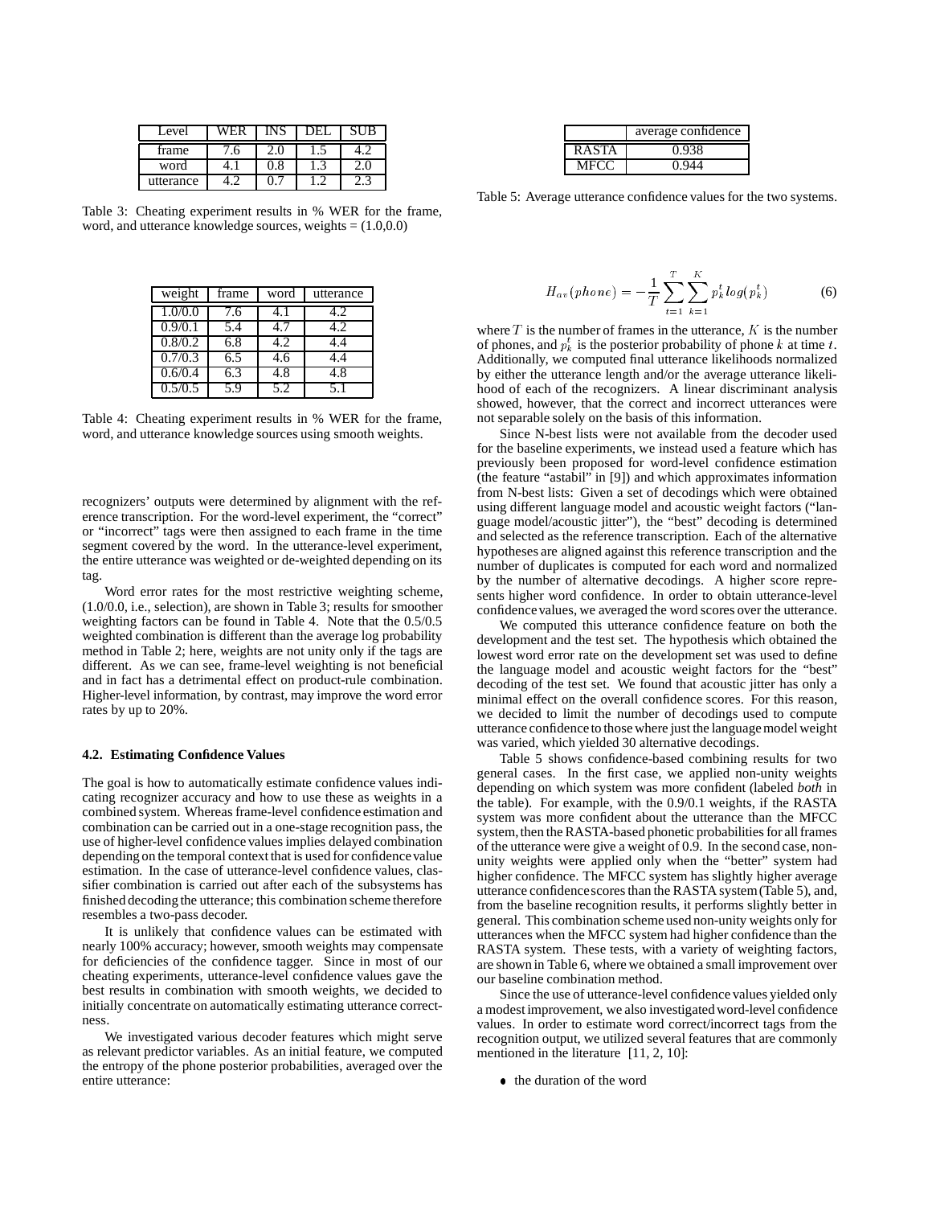| Level | WER | INS | DEL | SUB |
|---|---|---|---|---|
| frame | 7.6 | 2.0 | 1.5 | 4.2 |
| word | 4.1 | 0.8 | 1.3 | 2.0 |
| utterance | 4.2 | 0.7 | 1.2 | 2.3 |

Table 3: Cheating experiment results in % WER for the frame, word, and utterance knowledge sources, weights = (1.0,0.0)

| weight | frame | word | utterance |
|---|---|---|---|
| 1.0/0.0 | 7.6 | 4.1 | 4.2 |
| 0.9/0.1 | 5.4 | 4.7 | 4.2 |
| 0.8/0.2 | 6.8 | 4.2 | 4.4 |
| 0.7/0.3 | 6.5 | 4.6 | 4.4 |
| 0.6/0.4 | 6.3 | 4.8 | 4.8 |
| 0.5/0.5 | 5.9 | 5.2 | 5.1 |

Table 4: Cheating experiment results in % WER for the frame, word, and utterance knowledge sources using smooth weights.

recognizers' outputs were determined by alignment with the reference transcription. For the word-level experiment, the "correct" or "incorrect" tags were then assigned to each frame in the time segment covered by the word. In the utterance-level experiment, the entire utterance was weighted or de-weighted depending on its tag.

Word error rates for the most restrictive weighting scheme, (1.0/0.0, i.e., selection), are shown in Table 3; results for smoother weighting factors can be found in Table 4. Note that the 0.5/0.5 weighted combination is different than the average log probability method in Table 2; here, weights are not unity only if the tags are different. As we can see, frame-level weighting is not beneficial and in fact has a detrimental effect on product-rule combination. Higher-level information, by contrast, may improve the word error rates by up to 20%.

### 4.2. Estimating Confidence Values

The goal is how to automatically estimate confidence values indicating recognizer accuracy and how to use these as weights in a combined system. Whereas frame-level confidence estimation and combination can be carried out in a one-stage recognition pass, the use of higher-level confidence values implies delayed combination depending on the temporal context that is used for confidence value estimation. In the case of utterance-level confidence values, classifier combination is carried out after each of the subsystems has finished decoding the utterance; this combination scheme therefore resembles a two-pass decoder.

It is unlikely that confidence values can be estimated with nearly 100% accuracy; however, smooth weights may compensate for deficiencies of the confidence tagger. Since in most of our cheating experiments, utterance-level confidence values gave the best results in combination with smooth weights, we decided to initially concentrate on automatically estimating utterance correctness.

We investigated various decoder features which might serve as relevant predictor variables. As an initial feature, we computed the entropy of the phone posterior probabilities, averaged over the entire utterance:

$$H_{av}(phone) = -\frac{1}{T}\sum_{t=1}^{T}\sum_{k=1}^{K} p_k^t log(p_k^t) \qquad (6)$$

where $T$ is the number of frames in the utterance, $K$ is the number of phones, and $p_k^t$ is the posterior probability of phone $k$ at time $t$. Additionally, we computed final utterance likelihoods normalized by either the utterance length and/or the average utterance likelihood of each of the recognizers. A linear discriminant analysis showed, however, that the correct and incorrect utterances were not separable solely on the basis of this information.

Since N-best lists were not available from the decoder used for the baseline experiments, we instead used a feature which has previously been proposed for word-level confidence estimation (the feature "astabil" in [9]) and which approximates information from N-best lists: Given a set of decodings which were obtained using different language model and acoustic weight factors ("language model/acoustic jitter"), the "best" decoding is determined and selected as the reference transcription. Each of the alternative hypotheses are aligned against this reference transcription and the number of duplicates is computed for each word and normalized by the number of alternative decodings. A higher score represents higher word confidence. In order to obtain utterance-level confidence values, we averaged the word scores over the utterance.

We computed this utterance confidence feature on both the development and the test set. The hypothesis which obtained the lowest word error rate on the development set was used to define the language model and acoustic weight factors for the "best" decoding of the test set. We found that acoustic jitter has only a minimal effect on the overall confidence scores. For this reason, we decided to limit the number of decodings used to compute utterance confidence to those where just the language model weight was varied, which yielded 30 alternative decodings.

|  | average confidence |
|---|---|
| RASTA | 0.938 |
| MFCC | 0.944 |

Table 5: Average utterance confidence values for the two systems.

Table 5 shows confidence-based combining results for two general cases. In the first case, we applied non-unity weights depending on which system was more confident (labeled *both* in the table). For example, with the 0.9/0.1 weights, if the RASTA system was more confident about the utterance than the MFCC system, then the RASTA-based phonetic probabilities for all frames of the utterance were give a weight of 0.9. In the second case, non-unity weights were applied only when the "better" system had higher confidence. The MFCC system has slightly higher average utterance confidence scores than the RASTA system (Table 5), and, from the baseline recognition results, it performs slightly better in general. This combination scheme used non-unity weights only for utterances when the MFCC system had higher confidence than the RASTA system. These tests, with a variety of weighting factors, are shown in Table 6, where we obtained a small improvement over our baseline combination method.

Since the use of utterance-level confidence values yielded only a modest improvement, we also investigated word-level confidence values. In order to estimate word correct/incorrect tags from the recognition output, we utilized several features that are commonly mentioned in the literature [11, 2, 10]:

- the duration of the word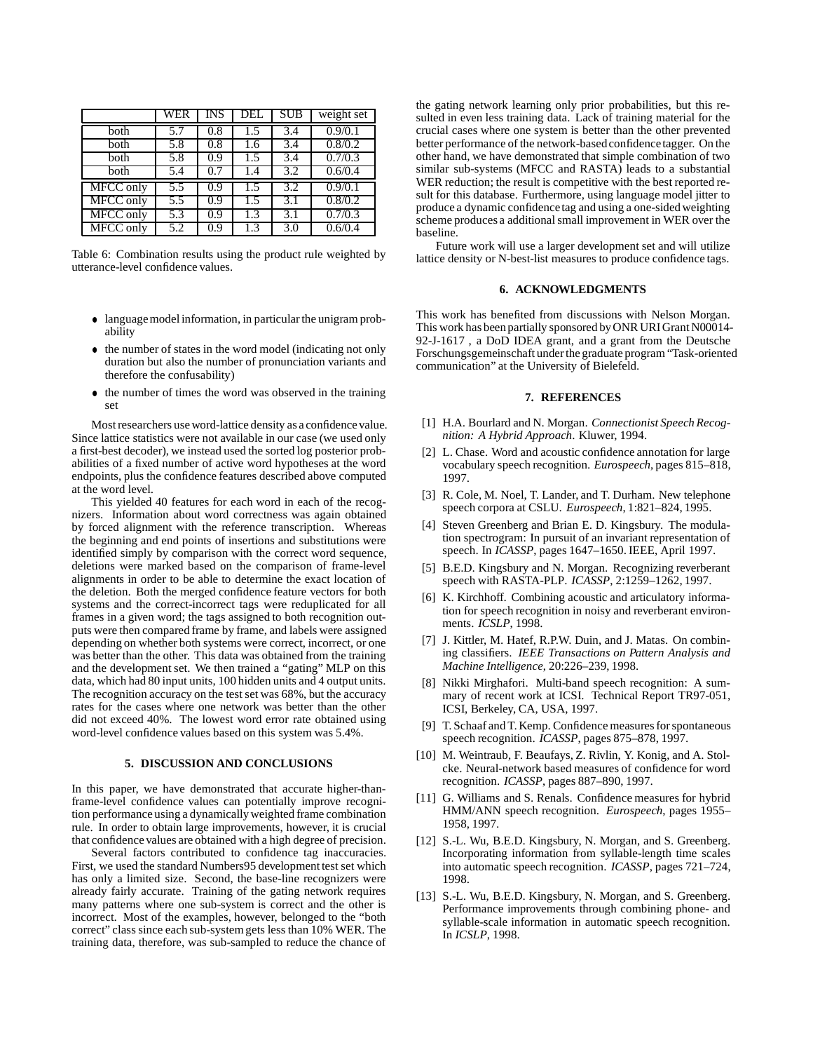| | WER | INS | DEL | SUB | weight set |
|---|---|---|---|---|---|
| both | 5.7 | 0.8 | 1.5 | 3.4 | 0.9/0.1 |
| both | 5.8 | 0.8 | 1.6 | 3.4 | 0.8/0.2 |
| both | 5.8 | 0.9 | 1.5 | 3.4 | 0.7/0.3 |
| both | 5.4 | 0.7 | 1.4 | 3.2 | 0.6/0.4 |
| MFCC only | 5.5 | 0.9 | 1.5 | 3.2 | 0.9/0.1 |
| MFCC only | 5.5 | 0.9 | 1.5 | 3.1 | 0.8/0.2 |
| MFCC only | 5.3 | 0.9 | 1.3 | 3.1 | 0.7/0.3 |
| MFCC only | 5.2 | 0.9 | 1.3 | 3.0 | 0.6/0.4 |

Table 6: Combination results using the product rule weighted by utterance-level confidence values.

- language model information, in particular the unigram probability
- the number of states in the word model (indicating not only duration but also the number of pronunciation variants and therefore the confusability)
- the number of times the word was observed in the training set

Most researchers use word-lattice density as a confidence value. Since lattice statistics were not available in our case (we used only a first-best decoder), we instead used the sorted log posterior probabilities of a fixed number of active word hypotheses at the word endpoints, plus the confidence features described above computed at the word level.

This yielded 40 features for each word in each of the recognizers. Information about word correctness was again obtained by forced alignment with the reference transcription. Whereas the beginning and end points of insertions and substitutions were identified simply by comparison with the correct word sequence, deletions were marked based on the comparison of frame-level alignments in order to be able to determine the exact location of the deletion. Both the merged confidence feature vectors for both systems and the correct-incorrect tags were reduplicated for all frames in a given word; the tags assigned to both recognition outputs were then compared frame by frame, and labels were assigned depending on whether both systems were correct, incorrect, or one was better than the other. This data was obtained from the training and the development set. We then trained a "gating" MLP on this data, which had 80 input units, 100 hidden units and 4 output units. The recognition accuracy on the test set was 68%, but the accuracy rates for the cases where one network was better than the other did not exceed 40%. The lowest word error rate obtained using word-level confidence values based on this system was 5.4%.

## 5. DISCUSSION AND CONCLUSIONS

In this paper, we have demonstrated that accurate higher-than-frame-level confidence values can potentially improve recognition performance using a dynamically weighted frame combination rule. In order to obtain large improvements, however, it is crucial that confidence values are obtained with a high degree of precision.

Several factors contributed to confidence tag inaccuracies. First, we used the standard Numbers95 development test set which has only a limited size. Second, the base-line recognizers were already fairly accurate. Training of the gating network requires many patterns where one sub-system is correct and the other is incorrect. Most of the examples, however, belonged to the "both correct" class since each sub-system gets less than 10% WER. The training data, therefore, was sub-sampled to reduce the chance of the gating network learning only prior probabilities, but this resulted in even less training data. Lack of training material for the crucial cases where one system is better than the other prevented better performance of the network-based confidence tagger. On the other hand, we have demonstrated that simple combination of two similar sub-systems (MFCC and RASTA) leads to a substantial WER reduction; the result is competitive with the best reported result for this database. Furthermore, using language model jitter to produce a dynamic confidence tag and using a one-sided weighting scheme produces a additional small improvement in WER over the baseline.

Future work will use a larger development set and will utilize lattice density or N-best-list measures to produce confidence tags.

## 6. ACKNOWLEDGMENTS

This work has benefited from discussions with Nelson Morgan. This work has been partially sponsored by ONR URI Grant N00014-92-J-1617 , a DoD IDEA grant, and a grant from the Deutsche Forschungsgemeinschaft under the graduate program "Task-oriented communication" at the University of Bielefeld.

## 7. REFERENCES

[1] H.A. Bourlard and N. Morgan. *Connectionist Speech Recognition: A Hybrid Approach*. Kluwer, 1994.

[2] L. Chase. Word and acoustic confidence annotation for large vocabulary speech recognition. *Eurospeech*, pages 815–818, 1997.

[3] R. Cole, M. Noel, T. Lander, and T. Durham. New telephone speech corpora at CSLU. *Eurospeech*, 1:821–824, 1995.

[4] Steven Greenberg and Brian E. D. Kingsbury. The modulation spectrogram: In pursuit of an invariant representation of speech. In *ICASSP*, pages 1647–1650. IEEE, April 1997.

[5] B.E.D. Kingsbury and N. Morgan. Recognizing reverberant speech with RASTA-PLP. *ICASSP*, 2:1259–1262, 1997.

[6] K. Kirchhoff. Combining acoustic and articulatory information for speech recognition in noisy and reverberant environments. *ICSLP*, 1998.

[7] J. Kittler, M. Hatef, R.P.W. Duin, and J. Matas. On combining classifiers. *IEEE Transactions on Pattern Analysis and Machine Intelligence*, 20:226–239, 1998.

[8] Nikki Mirghafori. Multi-band speech recognition: A summary of recent work at ICSI. Technical Report TR97-051, ICSI, Berkeley, CA, USA, 1997.

[9] T. Schaaf and T. Kemp. Confidence measures for spontaneous speech recognition. *ICASSP*, pages 875–878, 1997.

[10] M. Weintraub, F. Beaufays, Z. Rivlin, Y. Konig, and A. Stolcke. Neural-network based measures of confidence for word recognition. *ICASSP*, pages 887–890, 1997.

[11] G. Williams and S. Renals. Confidence measures for hybrid HMM/ANN speech recognition. *Eurospeech*, pages 1955–1958, 1997.

[12] S.-L. Wu, B.E.D. Kingsbury, N. Morgan, and S. Greenberg. Incorporating information from syllable-length time scales into automatic speech recognition. *ICASSP*, pages 721–724, 1998.

[13] S.-L. Wu, B.E.D. Kingsbury, N. Morgan, and S. Greenberg. Performance improvements through combining phone- and syllable-scale information in automatic speech recognition. In *ICSLP*, 1998.